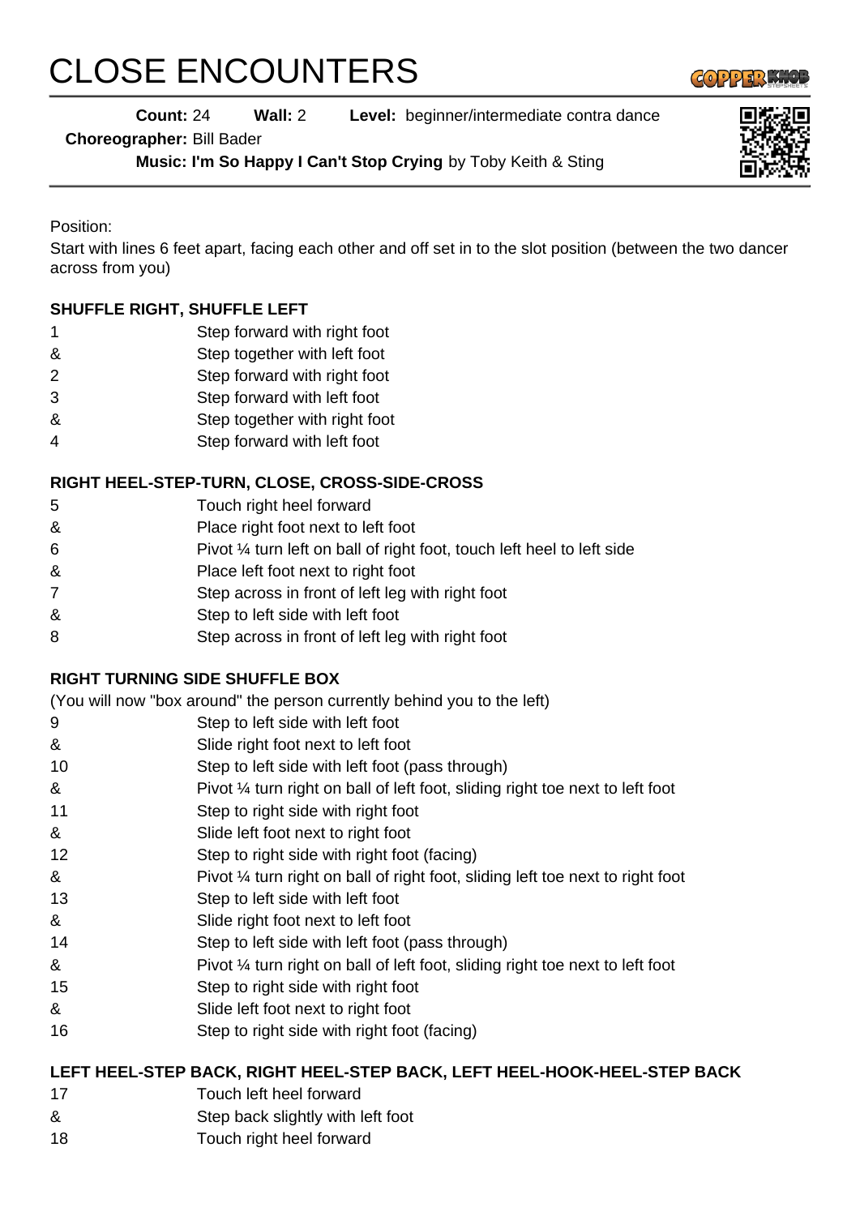# CLOSE ENCOUNTERS

**Count:** 24 **Wall:** 2 **Level:** beginner/intermediate contra dance

**Choreographer:** Bill Bader

**Music: I'm So Happy I Can't Stop Crying** by Toby Keith & Sting

Position:

Start with lines 6 feet apart, facing each other and off set in to the slot position (between the two dancer across from you)

**SHUFFLE RIGHT, SHUFFLE LEFT**

| | |
|---|---|
| 1 | Step forward with right foot |
| & | Step together with left foot |
| 2 | Step forward with right foot |
| 3 | Step forward with left foot |
| & | Step together with right foot |
| 4 | Step forward with left foot |

**RIGHT HEEL-STEP-TURN, CLOSE, CROSS-SIDE-CROSS**

| | |
|---|---|
| 5 | Touch right heel forward |
| & | Place right foot next to left foot |
| 6 | Pivot ¼ turn left on ball of right foot, touch left heel to left side |
| & | Place left foot next to right foot |
| 7 | Step across in front of left leg with right foot |
| & | Step to left side with left foot |
| 8 | Step across in front of left leg with right foot |

**RIGHT TURNING SIDE SHUFFLE BOX**

(You will now "box around" the person currently behind you to the left)

| | |
|---|---|
| 9 | Step to left side with left foot |
| & | Slide right foot next to left foot |
| 10 | Step to left side with left foot (pass through) |
| & | Pivot ¼ turn right on ball of left foot, sliding right toe next to left foot |
| 11 | Step to right side with right foot |
| & | Slide left foot next to right foot |
| 12 | Step to right side with right foot (facing) |
| & | Pivot ¼ turn right on ball of right foot, sliding left toe next to right foot |
| 13 | Step to left side with left foot |
| & | Slide right foot next to left foot |
| 14 | Step to left side with left foot (pass through) |
| & | Pivot ¼ turn right on ball of left foot, sliding right toe next to left foot |
| 15 | Step to right side with right foot |
| & | Slide left foot next to right foot |
| 16 | Step to right side with right foot (facing) |

**LEFT HEEL-STEP BACK, RIGHT HEEL-STEP BACK, LEFT HEEL-HOOK-HEEL-STEP BACK**

| | |
|---|---|
| 17 | Touch left heel forward |
| & | Step back slightly with left foot |
| 18 | Touch right heel forward |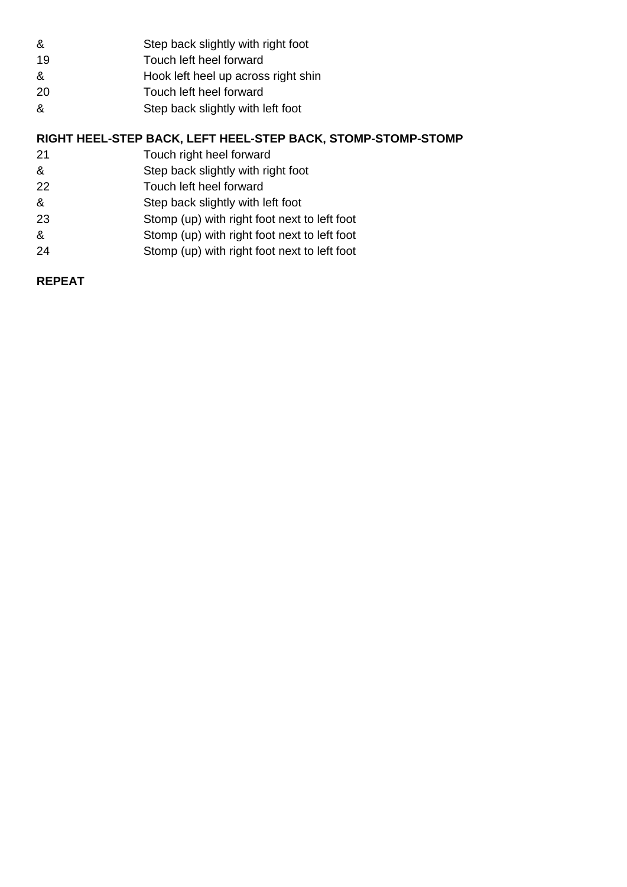| | |
|---|---|
| & | Step back slightly with right foot |
| 19 | Touch left heel forward |
| & | Hook left heel up across right shin |
| 20 | Touch left heel forward |
| & | Step back slightly with left foot |

**RIGHT HEEL-STEP BACK, LEFT HEEL-STEP BACK, STOMP-STOMP-STOMP**

| | |
|---|---|
| 21 | Touch right heel forward |
| & | Step back slightly with right foot |
| 22 | Touch left heel forward |
| & | Step back slightly with left foot |
| 23 | Stomp (up) with right foot next to left foot |
| & | Stomp (up) with right foot next to left foot |
| 24 | Stomp (up) with right foot next to left foot |

**REPEAT**